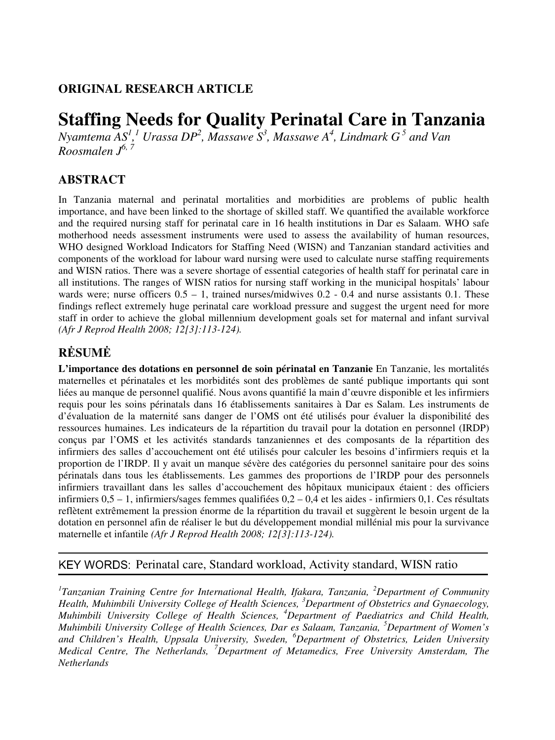**ORIGINAL RESEARCH ARTICLE**

# Staffing Needs for Quality Perinatal Care in Tanzania

*Nyamtema AS[1],[1] Urassa DP[2], Massawe S[3], Massawe A[4], Lindmark G[5] and Van Roosmalen J[6, 7]*

## ABSTRACT

In Tanzania maternal and perinatal mortalities and morbidities are problems of public health importance, and have been linked to the shortage of skilled staff. We quantified the available workforce and the required nursing staff for perinatal care in 16 health institutions in Dar es Salaam. WHO safe motherhood needs assessment instruments were used to assess the availability of human resources, WHO designed Workload Indicators for Staffing Need (WISN) and Tanzanian standard activities and components of the workload for labour ward nursing were used to calculate nurse staffing requirements and WISN ratios. There was a severe shortage of essential categories of health staff for perinatal care in all institutions. The ranges of WISN ratios for nursing staff working in the municipal hospitals' labour wards were; nurse officers 0.5 – 1, trained nurses/midwives 0.2 - 0.4 and nurse assistants 0.1. These findings reflect extremely huge perinatal care workload pressure and suggest the urgent need for more staff in order to achieve the global millennium development goals set for maternal and infant survival *(Afr J Reprod Health 2008; 12[3]:113-124).*

## RĖSUMĖ

**L'importance des dotations en personnel de soin périnatal en Tanzanie** En Tanzanie, les mortalités maternelles et périnatales et les morbidités sont des problèmes de santé publique importants qui sont liées au manque de personnel qualifié. Nous avons quantifié la main d'œuvre disponible et les infirmiers requis pour les soins périnatals dans 16 établissements sanitaires à Dar es Salam. Les instruments de d'évaluation de la maternité sans danger de l'OMS ont été utilisés pour évaluer la disponibilité des ressources humaines. Les indicateurs de la répartition du travail pour la dotation en personnel (IRDP) conçus par l'OMS et les activités standards tanzaniennes et des composants de la répartition des infirmiers des salles d'accouchement ont été utilisés pour calculer les besoins d'infirmiers requis et la proportion de l'IRDP. Il y avait un manque sévère des catégories du personnel sanitaire pour des soins périnatals dans tous les établissements. Les gammes des proportions de l'IRDP pour des personnels infirmiers travaillant dans les salles d'accouchement des hôpitaux municipaux étaient : des officiers infirmiers 0,5 – 1, infirmiers/sages femmes qualifiées 0,2 – 0,4 et les aides - infirmiers 0,1. Ces résultats reflètent extrêmement la pression énorme de la répartition du travail et suggèrent le besoin urgent de la dotation en personnel afin de réaliser le but du développement mondial millénial mis pour la survivance maternelle et infantile *(Afr J Reprod Health 2008; 12[3]:113-124).*

---

KEY WORDS: Perinatal care, Standard workload, Activity standard, WISN ratio

---

*[1]Tanzanian Training Centre for International Health, Ifakara, Tanzania, [2]Department of Community Health, Muhimbili University College of Health Sciences, [3]Department of Obstetrics and Gynaecology, Muhimbili University College of Health Sciences, [4]Department of Paediatrics and Child Health, Muhimbili University College of Health Sciences, Dar es Salaam, Tanzania, [5]Department of Women's and Children's Health, Uppsala University, Sweden, [6]Department of Obstetrics, Leiden University Medical Centre, The Netherlands, [7]Department of Metamedics, Free University Amsterdam, The Netherlands*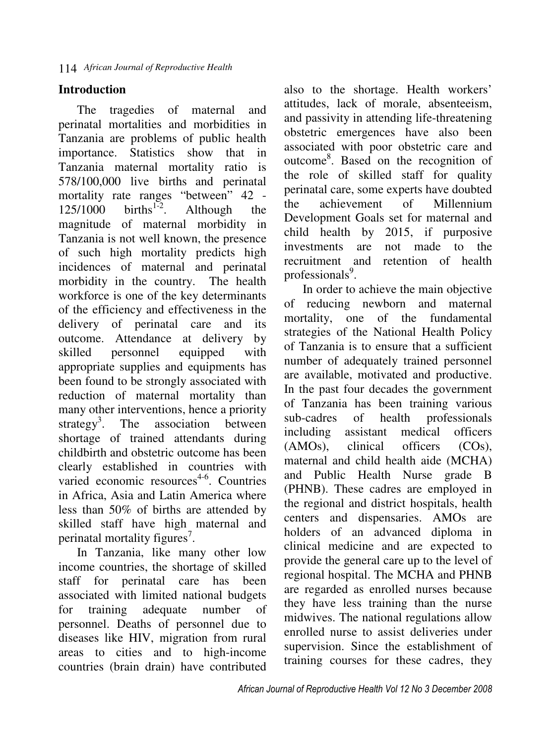## Introduction

The tragedies of maternal and perinatal mortalities and morbidities in Tanzania are problems of public health importance. Statistics show that in Tanzania maternal mortality ratio is 578/100,000 live births and perinatal mortality rate ranges "between" 42 - 125/1000 births[1-2]. Although the magnitude of maternal morbidity in Tanzania is not well known, the presence of such high mortality predicts high incidences of maternal and perinatal morbidity in the country. The health workforce is one of the key determinants of the efficiency and effectiveness in the delivery of perinatal care and its outcome. Attendance at delivery by skilled personnel equipped with appropriate supplies and equipments has been found to be strongly associated with reduction of maternal mortality than many other interventions, hence a priority strategy[3]. The association between shortage of trained attendants during childbirth and obstetric outcome has been clearly established in countries with varied economic resources[4-6]. Countries in Africa, Asia and Latin America where less than 50% of births are attended by skilled staff have high maternal and perinatal mortality figures[7].

In Tanzania, like many other low income countries, the shortage of skilled staff for perinatal care has been associated with limited national budgets for training adequate number of personnel. Deaths of personnel due to diseases like HIV, migration from rural areas to cities and to high-income countries (brain drain) have contributed also to the shortage. Health workers' attitudes, lack of morale, absenteeism, and passivity in attending life-threatening obstetric emergences have also been associated with poor obstetric care and outcome[8]. Based on the recognition of the role of skilled staff for quality perinatal care, some experts have doubted the achievement of Millennium Development Goals set for maternal and child health by 2015, if purposive investments are not made to the recruitment and retention of health professionals[9].

In order to achieve the main objective of reducing newborn and maternal mortality, one of the fundamental strategies of the National Health Policy of Tanzania is to ensure that a sufficient number of adequately trained personnel are available, motivated and productive. In the past four decades the government of Tanzania has been training various sub-cadres of health professionals including assistant medical officers (AMOs), clinical officers (COs), maternal and child health aide (MCHA) and Public Health Nurse grade B (PHNB). These cadres are employed in the regional and district hospitals, health centers and dispensaries. AMOs are holders of an advanced diploma in clinical medicine and are expected to provide the general care up to the level of regional hospital. The MCHA and PHNB are regarded as enrolled nurses because they have less training than the nurse midwives. The national regulations allow enrolled nurse to assist deliveries under supervision. Since the establishment of training courses for these cadres, they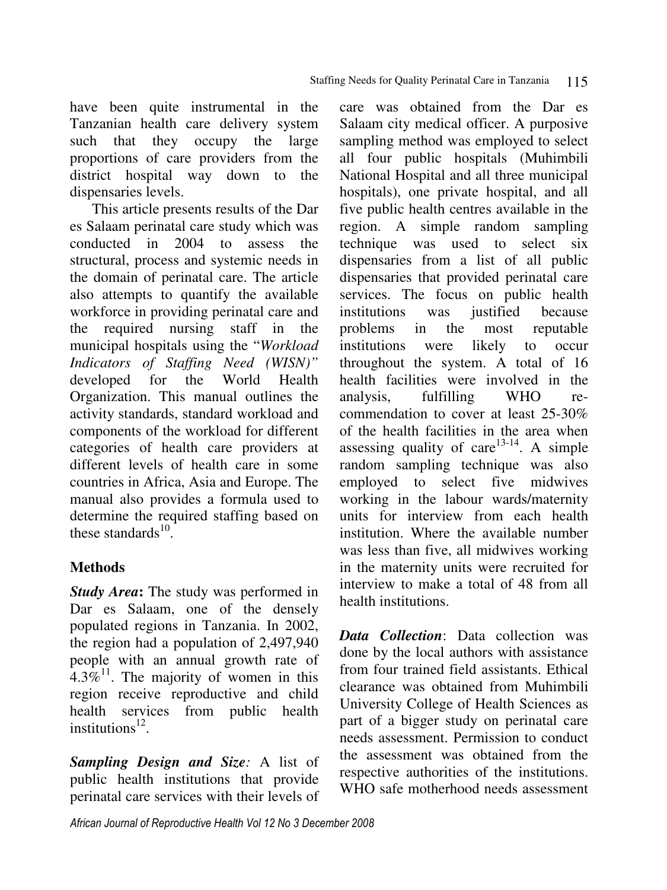have been quite instrumental in the Tanzanian health care delivery system such that they occupy the large proportions of care providers from the district hospital way down to the dispensaries levels.

This article presents results of the Dar es Salaam perinatal care study which was conducted in 2004 to assess the structural, process and systemic needs in the domain of perinatal care. The article also attempts to quantify the available workforce in providing perinatal care and the required nursing staff in the municipal hospitals using the "*Workload Indicators of Staffing Need (WISN)"* developed for the World Health Organization. This manual outlines the activity standards, standard workload and components of the workload for different categories of health care providers at different levels of health care in some countries in Africa, Asia and Europe. The manual also provides a formula used to determine the required staffing based on these standards[10].

## Methods

***Study Area*:** The study was performed in Dar es Salaam, one of the densely populated regions in Tanzania. In 2002, the region had a population of 2,497,940 people with an annual growth rate of 4.3%[11]. The majority of women in this region receive reproductive and child health services from public health institutions[12].

***Sampling Design and Size*:** A list of public health institutions that provide perinatal care services with their levels of care was obtained from the Dar es Salaam city medical officer. A purposive sampling method was employed to select all four public hospitals (Muhimbili National Hospital and all three municipal hospitals), one private hospital, and all five public health centres available in the region. A simple random sampling technique was used to select six dispensaries from a list of all public dispensaries that provided perinatal care services. The focus on public health institutions was justified because problems in the most reputable institutions were likely to occur throughout the system. A total of 16 health facilities were involved in the analysis, fulfilling WHO re-commendation to cover at least 25-30% of the health facilities in the area when assessing quality of care[13-14]. A simple random sampling technique was also employed to select five midwives working in the labour wards/maternity units for interview from each health institution. Where the available number was less than five, all midwives working in the maternity units were recruited for interview to make a total of 48 from all health institutions.

***Data Collection*:** Data collection was done by the local authors with assistance from four trained field assistants. Ethical clearance was obtained from Muhimbili University College of Health Sciences as part of a bigger study on perinatal care needs assessment. Permission to conduct the assessment was obtained from the respective authorities of the institutions. WHO safe motherhood needs assessment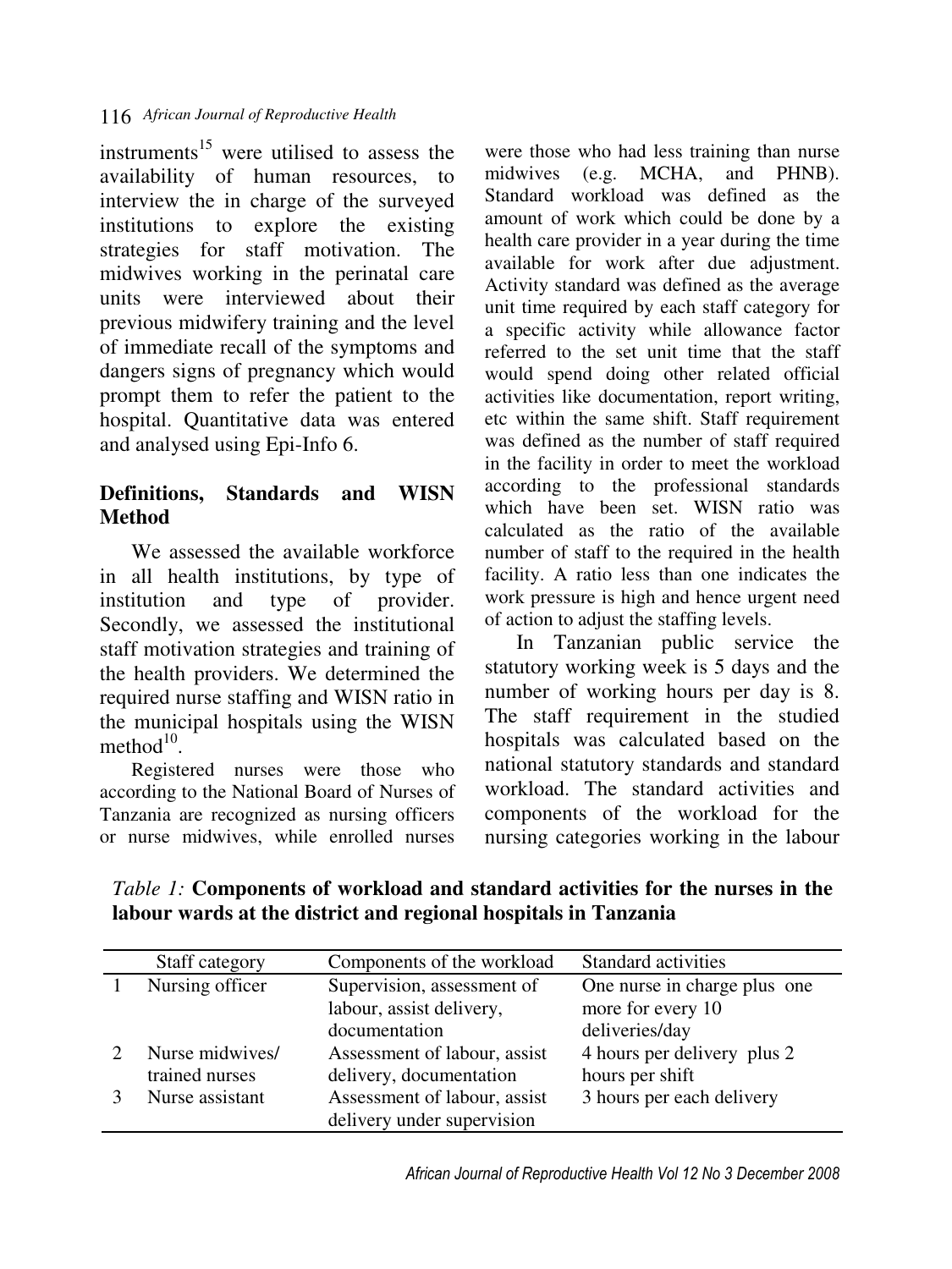instruments[15] were utilised to assess the availability of human resources, to interview the in charge of the surveyed institutions to explore the existing strategies for staff motivation. The midwives working in the perinatal care units were interviewed about their previous midwifery training and the level of immediate recall of the symptoms and dangers signs of pregnancy which would prompt them to refer the patient to the hospital. Quantitative data was entered and analysed using Epi-Info 6.

## Definitions, Standards and WISN Method

We assessed the available workforce in all health institutions, by type of institution and type of provider. Secondly, we assessed the institutional staff motivation strategies and training of the health providers. We determined the required nurse staffing and WISN ratio in the municipal hospitals using the WISN method[10].

Registered nurses were those who according to the National Board of Nurses of Tanzania are recognized as nursing officers or nurse midwives, while enrolled nurses were those who had less training than nurse midwives (e.g. MCHA, and PHNB). Standard workload was defined as the amount of work which could be done by a health care provider in a year during the time available for work after due adjustment. Activity standard was defined as the average unit time required by each staff category for a specific activity while allowance factor referred to the set unit time that the staff would spend doing other related official activities like documentation, report writing, etc within the same shift. Staff requirement was defined as the number of staff required in the facility in order to meet the workload according to the professional standards which have been set. WISN ratio was calculated as the ratio of the available number of staff to the required in the health facility. A ratio less than one indicates the work pressure is high and hence urgent need of action to adjust the staffing levels.

In Tanzanian public service the statutory working week is 5 days and the number of working hours per day is 8. The staff requirement in the studied hospitals was calculated based on the national statutory standards and standard workload. The standard activities and components of the workload for the nursing categories working in the labour

*Table 1:* **Components of workload and standard activities for the nurses in the labour wards at the district and regional hospitals in Tanzania**

| | Staff category | Components of the workload | Standard activities |
|---|---|---|---|
| 1 | Nursing officer | Supervision, assessment of labour, assist delivery, documentation | One nurse in charge plus one more for every 10 deliveries/day |
| 2 | Nurse midwives/ trained nurses | Assessment of labour, assist delivery, documentation | 4 hours per delivery plus 2 hours per shift |
| 3 | Nurse assistant | Assessment of labour, assist delivery under supervision | 3 hours per each delivery |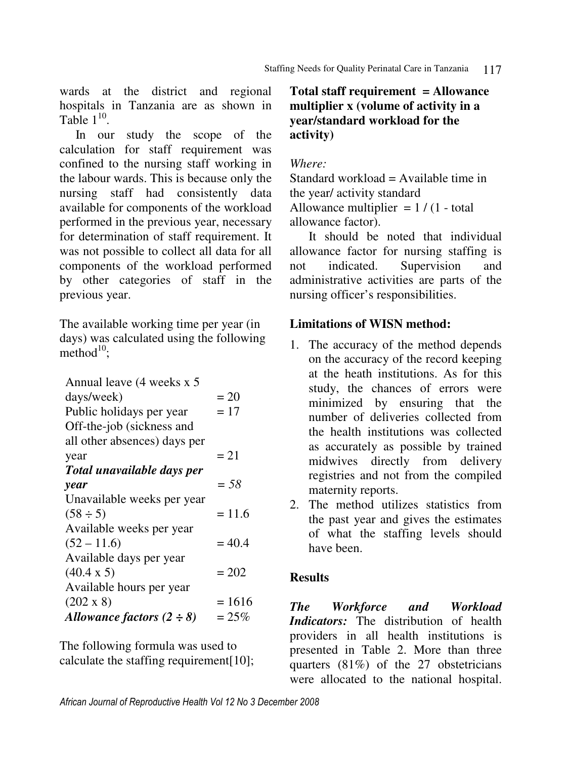wards at the district and regional hospitals in Tanzania are as shown in Table 1[10].

In our study the scope of the calculation for staff requirement was confined to the nursing staff working in the labour wards. This is because only the nursing staff had consistently data available for components of the workload performed in the previous year, necessary for determination of staff requirement. It was not possible to collect all data for all components of the workload performed by other categories of staff in the previous year.

The available working time per year (in days) was calculated using the following method[10];

| | |
|---|---|
| Annual leave (4 weeks x 5 days/week) | = 20 |
| Public holidays per year | = 17 |
| Off-the-job (sickness and all other absences) days per year | = 21 |
| ***Total unavailable days per year*** | *= 58* |
| Unavailable weeks per year (58 ÷ 5) | = 11.6 |
| Available weeks per year (52 – 11.6) | = 40.4 |
| Available days per year (40.4 x 5) | = 202 |
| Available hours per year (202 x 8) | = 1616 |
| ***Allowance factors (2 ÷ 8)*** | *= 25%* |

The following formula was used to calculate the staffing requirement[10];

**Total staff requirement = Allowance multiplier x (volume of activity in a year/standard workload for the activity)**

*Where:*

Standard workload = Available time in the year/ activity standard

Allowance multiplier = 1 / (1 - total allowance factor).

It should be noted that individual allowance factor for nursing staffing is not indicated. Supervision and administrative activities are parts of the nursing officer's responsibilities.

### Limitations of WISN method:

1. The accuracy of the method depends on the accuracy of the record keeping at the heath institutions. As for this study, the chances of errors were minimized by ensuring that the number of deliveries collected from the health institutions was collected as accurately as possible by trained midwives directly from delivery registries and not from the compiled maternity reports.
2. The method utilizes statistics from the past year and gives the estimates of what the staffing levels should have been.

## Results

***The Workforce and Workload Indicators:*** The distribution of health providers in all health institutions is presented in Table 2. More than three quarters (81%) of the 27 obstetricians were allocated to the national hospital.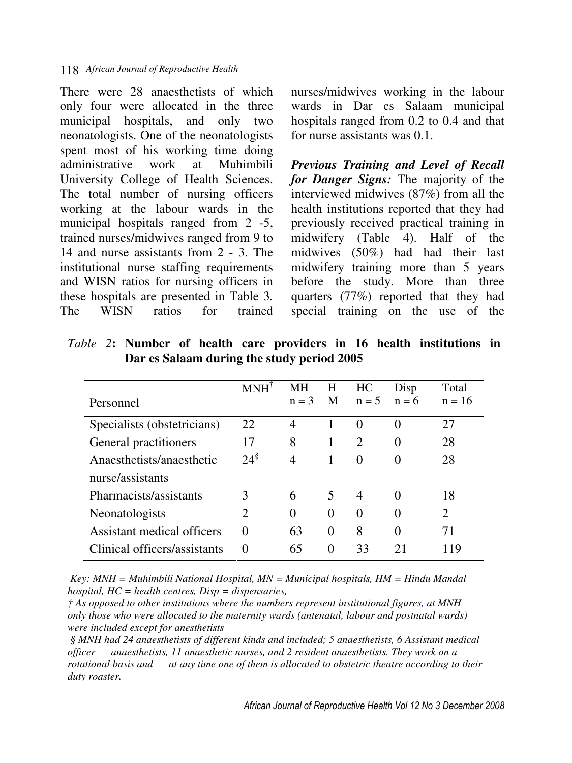There were 28 anaesthetists of which only four were allocated in the three municipal hospitals, and only two neonatologists. One of the neonatologists spent most of his working time doing administrative work at Muhimbili University College of Health Sciences. The total number of nursing officers working at the labour wards in the municipal hospitals ranged from 2 -5, trained nurses/midwives ranged from 9 to 14 and nurse assistants from 2 - 3. The institutional nurse staffing requirements and WISN ratios for nursing officers in these hospitals are presented in Table 3. The WISN ratios for trained nurses/midwives working in the labour wards in Dar es Salaam municipal hospitals ranged from 0.2 to 0.4 and that for nurse assistants was 0.1.

***Previous Training and Level of Recall for Danger Signs:*** The majority of the interviewed midwives (87%) from all the health institutions reported that they had previously received practical training in midwifery (Table 4). Half of the midwives (50%) had had their last midwifery training more than 5 years before the study. More than three quarters (77%) reported that they had special training on the use of the

*Table 2*: **Number of health care providers in 16 health institutions in Dar es Salaam during the study period 2005**

| Personnel | MNH[†] | MH n = 3 | H M | HC n = 5 | Disp n = 6 | Total n = 16 |
|---|---|---|---|---|---|---|
| Specialists (obstetricians) | 22 | 4 | 1 | 0 | 0 | 27 |
| General practitioners | 17 | 8 | 1 | 2 | 0 | 28 |
| Anaesthetists/anaesthetic nurse/assistants | 24[§] | 4 | 1 | 0 | 0 | 28 |
| Pharmacists/assistants | 3 | 6 | 5 | 4 | 0 | 18 |
| Neonatologists | 2 | 0 | 0 | 0 | 0 | 2 |
| Assistant medical officers | 0 | 63 | 0 | 8 | 0 | 71 |
| Clinical officers/assistants | 0 | 65 | 0 | 33 | 21 | 119 |

*Key: MNH = Muhimbili National Hospital, MN = Municipal hospitals, HM = Hindu Mandal hospital, HC = health centres, Disp = dispensaries,*

*† As opposed to other institutions where the numbers represent institutional figures, at MNH only those who were allocated to the maternity wards (antenatal, labour and postnatal wards) were included except for anesthetists*

*§ MNH had 24 anaesthetists of different kinds and included; 5 anaesthetists, 6 Assistant medical officer anaesthetists, 11 anaesthetic nurses, and 2 resident anaesthetists. They work on a rotational basis and at any time one of them is allocated to obstetric theatre according to their duty roaster.*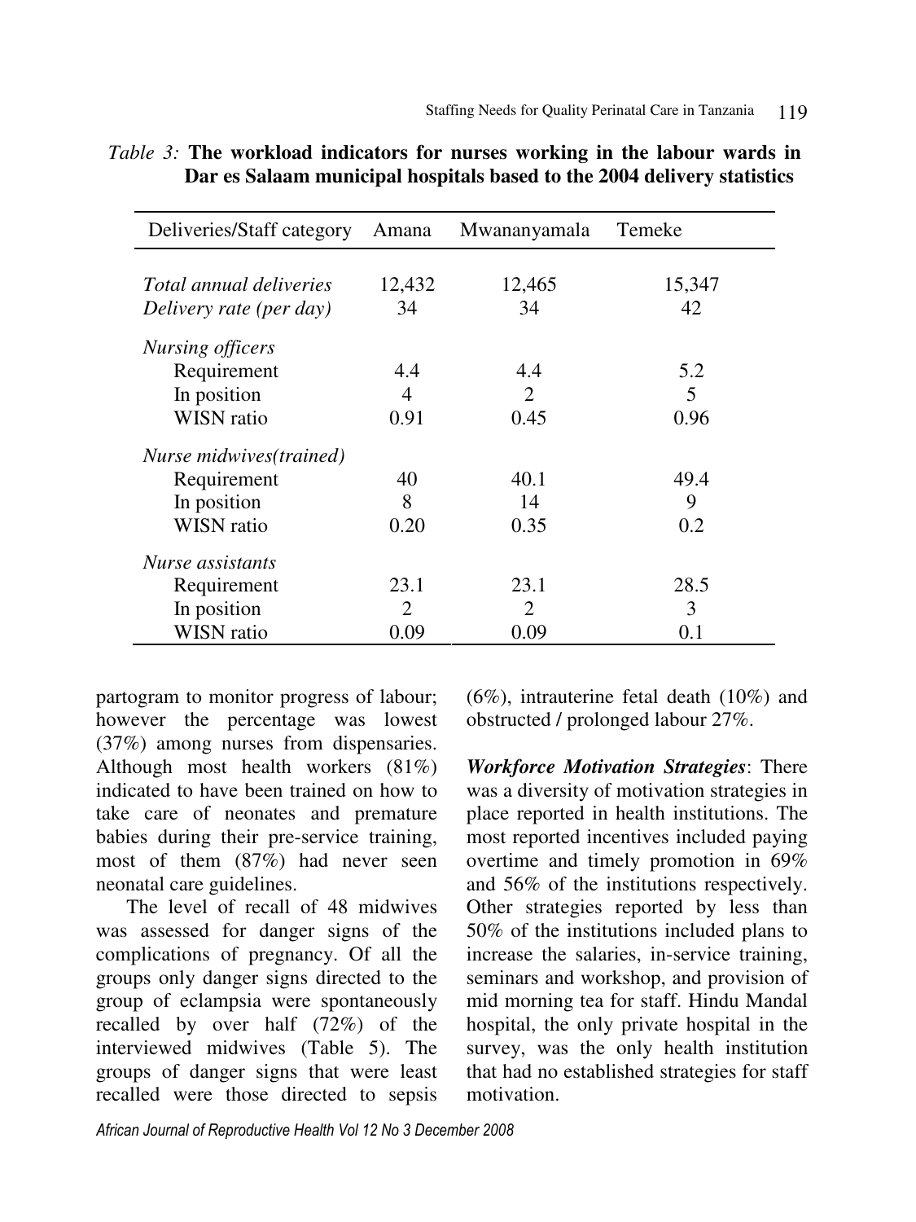*Table 3:* **The workload indicators for nurses working in the labour wards in Dar es Salaam municipal hospitals based to the 2004 delivery statistics**

| Deliveries/Staff category | Amana | Mwananyamala | Temeke |
|---|---|---|---|
| *Total annual deliveries* | 12,432 | 12,465 | 15,347 |
| *Delivery rate (per day)* | 34 | 34 | 42 |
| *Nursing officers* | | | |
| Requirement | 4.4 | 4.4 | 5.2 |
| In position | 4 | 2 | 5 |
| WISN ratio | 0.91 | 0.45 | 0.96 |
| *Nurse midwives(trained)* | | | |
| Requirement | 40 | 40.1 | 49.4 |
| In position | 8 | 14 | 9 |
| WISN ratio | 0.20 | 0.35 | 0.2 |
| *Nurse assistants* | | | |
| Requirement | 23.1 | 23.1 | 28.5 |
| In position | 2 | 2 | 3 |
| WISN ratio | 0.09 | 0.09 | 0.1 |

partogram to monitor progress of labour; however the percentage was lowest (37%) among nurses from dispensaries. Although most health workers (81%) indicated to have been trained on how to take care of neonates and premature babies during their pre-service training, most of them (87%) had never seen neonatal care guidelines.

The level of recall of 48 midwives was assessed for danger signs of the complications of pregnancy. Of all the groups only danger signs directed to the group of eclampsia were spontaneously recalled by over half (72%) of the interviewed midwives (Table 5). The groups of danger signs that were least recalled were those directed to sepsis (6%), intrauterine fetal death (10%) and obstructed / prolonged labour 27%.

***Workforce Motivation Strategies***: There was a diversity of motivation strategies in place reported in health institutions. The most reported incentives included paying overtime and timely promotion in 69% and 56% of the institutions respectively. Other strategies reported by less than 50% of the institutions included plans to increase the salaries, in-service training, seminars and workshop, and provision of mid morning tea for staff. Hindu Mandal hospital, the only private hospital in the survey, was the only health institution that had no established strategies for staff motivation.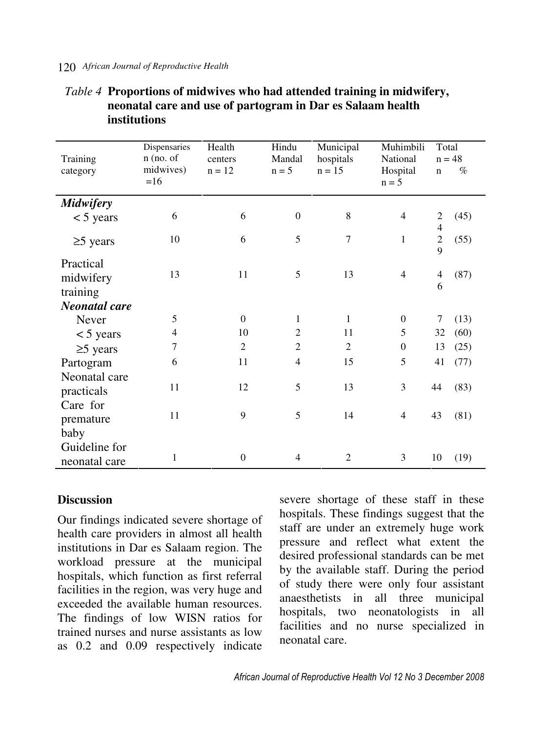*Table 4* **Proportions of midwives who had attended training in midwifery, neonatal care and use of partogram in Dar es Salaam health institutions**

| Training category | Dispensaries n (no. of midwives) =16 | Health centers n = 12 | Hindu Mandal n = 5 | Municipal hospitals n = 15 | Muhimbili National Hospital n = 5 | Total n = 48 n | % |
|---|---|---|---|---|---|---|---|
| ***Midwifery*** | | | | | | | |
| < 5 years | 6 | 6 | 0 | 8 | 4 | 24 | (45) |
| ≥5 years | 10 | 6 | 5 | 7 | 1 | 29 | (55) |
| Practical midwifery training | 13 | 11 | 5 | 13 | 4 | 46 | (87) |
| ***Neonatal care*** | | | | | | | |
| Never | 5 | 0 | 1 | 1 | 0 | 7 | (13) |
| < 5 years | 4 | 10 | 2 | 11 | 5 | 32 | (60) |
| ≥5 years | 7 | 2 | 2 | 2 | 0 | 13 | (25) |
| Partogram | 6 | 11 | 4 | 15 | 5 | 41 | (77) |
| Neonatal care practicals | 11 | 12 | 5 | 13 | 3 | 44 | (83) |
| Care for premature baby | 11 | 9 | 5 | 14 | 4 | 43 | (81) |
| Guideline for neonatal care | 1 | 0 | 4 | 2 | 3 | 10 | (19) |

## Discussion

Our findings indicated severe shortage of health care providers in almost all health institutions in Dar es Salaam region. The workload pressure at the municipal hospitals, which function as first referral facilities in the region, was very huge and exceeded the available human resources. The findings of low WISN ratios for trained nurses and nurse assistants as low as 0.2 and 0.09 respectively indicate severe shortage of these staff in these hospitals. These findings suggest that the staff are under an extremely huge work pressure and reflect what extent the desired professional standards can be met by the available staff. During the period of study there were only four assistant anaesthetists in all three municipal hospitals, two neonatologists in all facilities and no nurse specialized in neonatal care.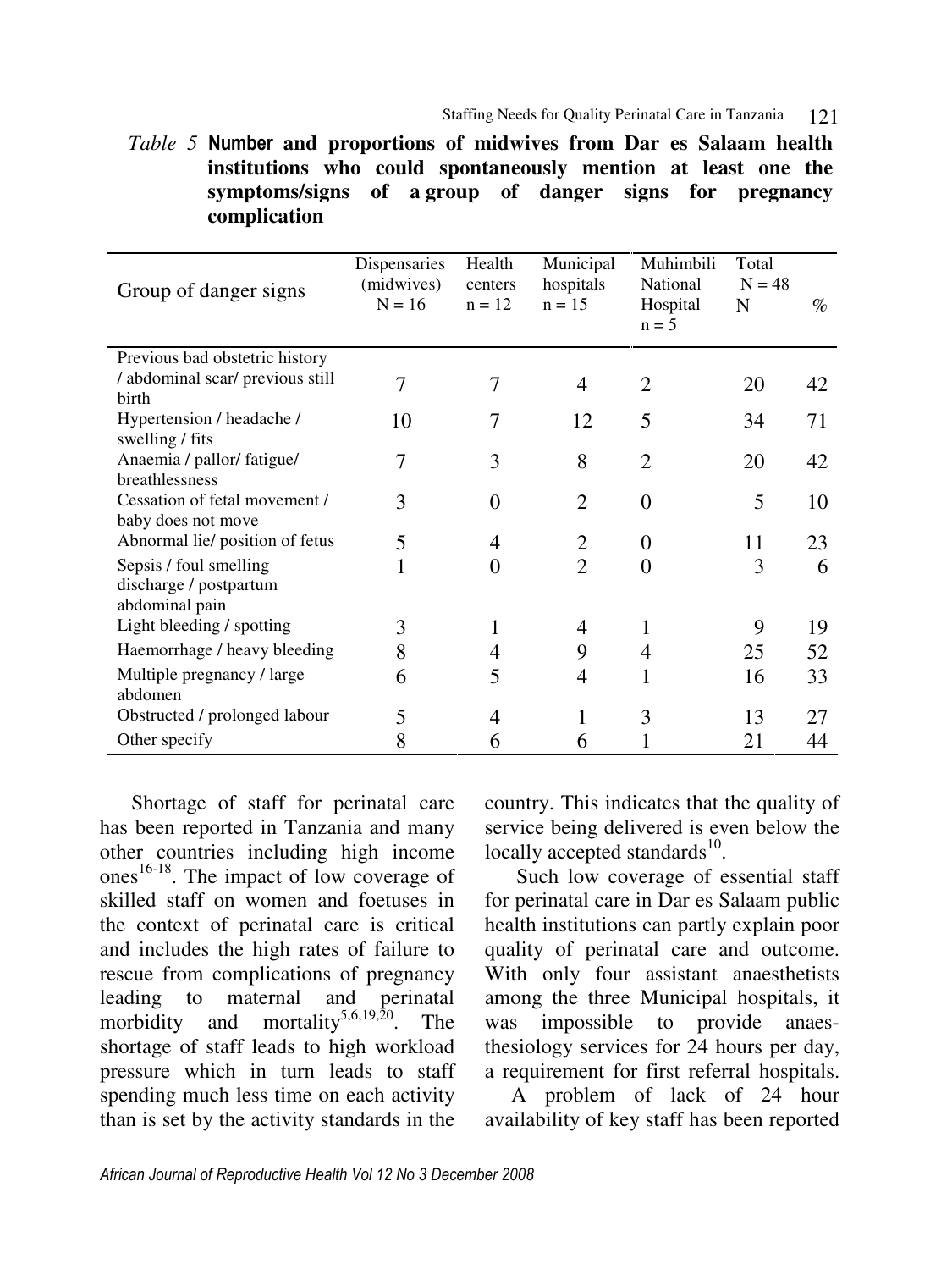*Table 5* **Number and proportions of midwives from Dar es Salaam health institutions who could spontaneously mention at least one the symptoms/signs of a group of danger signs for pregnancy complication**

| Group of danger signs | Dispensaries (midwives) N = 16 | Health centers n = 12 | Municipal hospitals n = 15 | Muhimbili National Hospital n = 5 | Total N = 48 N | % |
|---|---|---|---|---|---|---|
| Previous bad obstetric history / abdominal scar/ previous still birth | 7 | 7 | 4 | 2 | 20 | 42 |
| Hypertension / headache / swelling / fits | 10 | 7 | 12 | 5 | 34 | 71 |
| Anaemia / pallor/ fatigue/ breathlessness | 7 | 3 | 8 | 2 | 20 | 42 |
| Cessation of fetal movement / baby does not move | 3 | 0 | 2 | 0 | 5 | 10 |
| Abnormal lie/ position of fetus | 5 | 4 | 2 | 0 | 11 | 23 |
| Sepsis / foul smelling discharge / postpartum abdominal pain | 1 | 0 | 2 | 0 | 3 | 6 |
| Light bleeding / spotting | 3 | 1 | 4 | 1 | 9 | 19 |
| Haemorrhage / heavy bleeding | 8 | 4 | 9 | 4 | 25 | 52 |
| Multiple pregnancy / large abdomen | 6 | 5 | 4 | 1 | 16 | 33 |
| Obstructed / prolonged labour | 5 | 4 | 1 | 3 | 13 | 27 |
| Other specify | 8 | 6 | 6 | 1 | 21 | 44 |

Shortage of staff for perinatal care has been reported in Tanzania and many other countries including high income ones[16-18]. The impact of low coverage of skilled staff on women and foetuses in the context of perinatal care is critical and includes the high rates of failure to rescue from complications of pregnancy leading to maternal and perinatal morbidity and mortality[5,6,19,20]. The shortage of staff leads to high workload pressure which in turn leads to staff spending much less time on each activity than is set by the activity standards in the country. This indicates that the quality of service being delivered is even below the locally accepted standards[10].

Such low coverage of essential staff for perinatal care in Dar es Salaam public health institutions can partly explain poor quality of perinatal care and outcome. With only four assistant anaesthetists among the three Municipal hospitals, it was impossible to provide anaesthesiology services for 24 hours per day, a requirement for first referral hospitals.

A problem of lack of 24 hour availability of key staff has been reported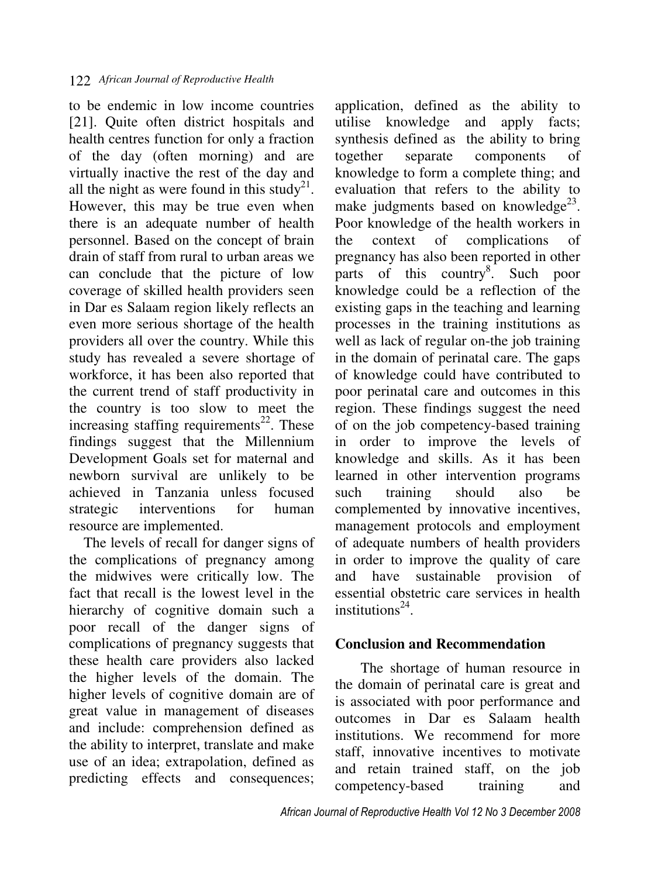to be endemic in low income countries [21]. Quite often district hospitals and health centres function for only a fraction of the day (often morning) and are virtually inactive the rest of the day and all the night as were found in this study[21]. However, this may be true even when there is an adequate number of health personnel. Based on the concept of brain drain of staff from rural to urban areas we can conclude that the picture of low coverage of skilled health providers seen in Dar es Salaam region likely reflects an even more serious shortage of the health providers all over the country. While this study has revealed a severe shortage of workforce, it has been also reported that the current trend of staff productivity in the country is too slow to meet the increasing staffing requirements[22]. These findings suggest that the Millennium Development Goals set for maternal and newborn survival are unlikely to be achieved in Tanzania unless focused strategic interventions for human resource are implemented.

The levels of recall for danger signs of the complications of pregnancy among the midwives were critically low. The fact that recall is the lowest level in the hierarchy of cognitive domain such a poor recall of the danger signs of complications of pregnancy suggests that these health care providers also lacked the higher levels of the domain. The higher levels of cognitive domain are of great value in management of diseases and include: comprehension defined as the ability to interpret, translate and make use of an idea; extrapolation, defined as predicting effects and consequences; application, defined as the ability to utilise knowledge and apply facts; synthesis defined as the ability to bring together separate components of knowledge to form a complete thing; and evaluation that refers to the ability to make judgments based on knowledge[23]. Poor knowledge of the health workers in the context of complications of pregnancy has also been reported in other parts of this country[8]. Such poor knowledge could be a reflection of the existing gaps in the teaching and learning processes in the training institutions as well as lack of regular on-the job training in the domain of perinatal care. The gaps of knowledge could have contributed to poor perinatal care and outcomes in this region. These findings suggest the need of on the job competency-based training in order to improve the levels of knowledge and skills. As it has been learned in other intervention programs such training should also be complemented by innovative incentives, management protocols and employment of adequate numbers of health providers in order to improve the quality of care and have sustainable provision of essential obstetric care services in health institutions[24].

## Conclusion and Recommendation

The shortage of human resource in the domain of perinatal care is great and is associated with poor performance and outcomes in Dar es Salaam health institutions. We recommend for more staff, innovative incentives to motivate and retain trained staff, on the job competency-based training and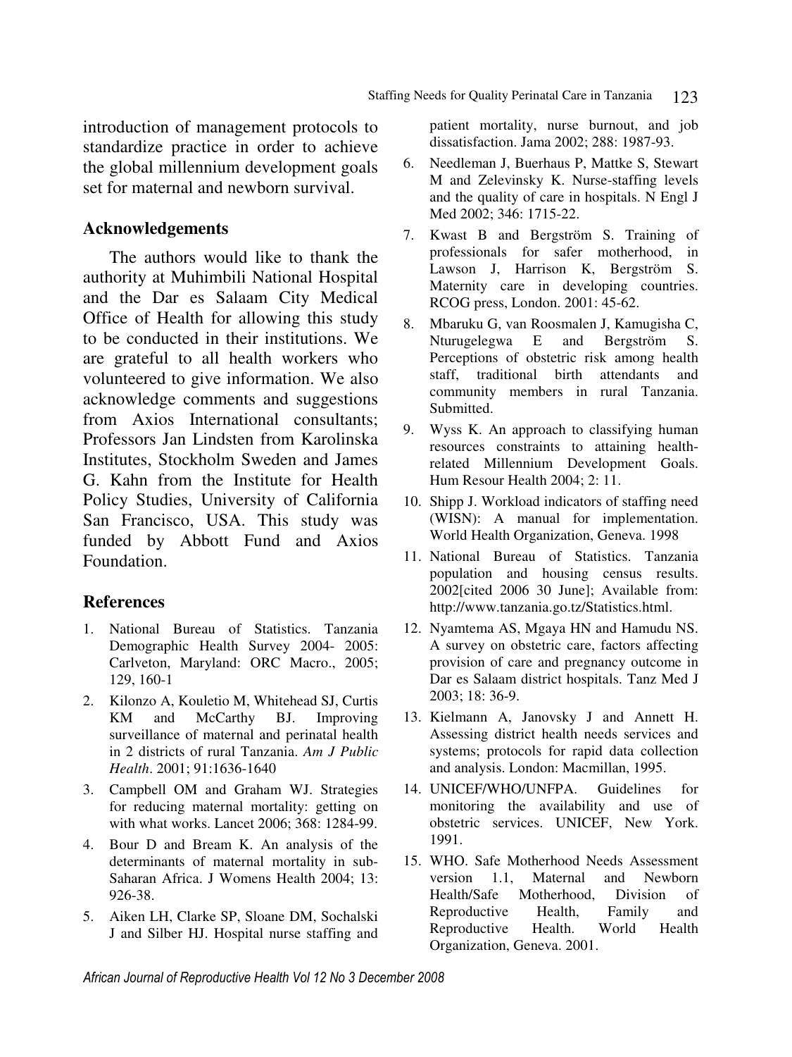introduction of management protocols to standardize practice in order to achieve the global millennium development goals set for maternal and newborn survival.

## Acknowledgements

The authors would like to thank the authority at Muhimbili National Hospital and the Dar es Salaam City Medical Office of Health for allowing this study to be conducted in their institutions. We are grateful to all health workers who volunteered to give information. We also acknowledge comments and suggestions from Axios International consultants; Professors Jan Lindsten from Karolinska Institutes, Stockholm Sweden and James G. Kahn from the Institute for Health Policy Studies, University of California San Francisco, USA. This study was funded by Abbott Fund and Axios Foundation.

## References

1. National Bureau of Statistics. Tanzania Demographic Health Survey 2004- 2005: Carlveton, Maryland: ORC Macro., 2005; 129, 160-1
2. Kilonzo A, Kouletio M, Whitehead SJ, Curtis KM and McCarthy BJ. Improving surveillance of maternal and perinatal health in 2 districts of rural Tanzania. *Am J Public Health*. 2001; 91:1636-1640
3. Campbell OM and Graham WJ. Strategies for reducing maternal mortality: getting on with what works. Lancet 2006; 368: 1284-99.
4. Bour D and Bream K. An analysis of the determinants of maternal mortality in sub-Saharan Africa. J Womens Health 2004; 13: 926-38.
5. Aiken LH, Clarke SP, Sloane DM, Sochalski J and Silber HJ. Hospital nurse staffing and patient mortality, nurse burnout, and job dissatisfaction. Jama 2002; 288: 1987-93.
6. Needleman J, Buerhaus P, Mattke S, Stewart M and Zelevinsky K. Nurse-staffing levels and the quality of care in hospitals. N Engl J Med 2002; 346: 1715-22.
7. Kwast B and Bergström S. Training of professionals for safer motherhood, in Lawson J, Harrison K, Bergström S. Maternity care in developing countries. RCOG press, London. 2001: 45-62.
8. Mbaruku G, van Roosmalen J, Kamugisha C, Nturugelegwa E and Bergström S. Perceptions of obstetric risk among health staff, traditional birth attendants and community members in rural Tanzania. Submitted.
9. Wyss K. An approach to classifying human resources constraints to attaining health-related Millennium Development Goals. Hum Resour Health 2004; 2: 11.
10. Shipp J. Workload indicators of staffing need (WISN): A manual for implementation. World Health Organization, Geneva. 1998
11. National Bureau of Statistics. Tanzania population and housing census results. 2002[cited 2006 30 June]; Available from: http://www.tanzania.go.tz/Statistics.html.
12. Nyamtema AS, Mgaya HN and Hamudu NS. A survey on obstetric care, factors affecting provision of care and pregnancy outcome in Dar es Salaam district hospitals. Tanz Med J 2003; 18: 36-9.
13. Kielmann A, Janovsky J and Annett H. Assessing district health needs services and systems; protocols for rapid data collection and analysis. London: Macmillan, 1995.
14. UNICEF/WHO/UNFPA. Guidelines for monitoring the availability and use of obstetric services. UNICEF, New York. 1991.
15. WHO. Safe Motherhood Needs Assessment version 1.1, Maternal and Newborn Health/Safe Motherhood, Division of Reproductive Health, Family and Reproductive Health. World Health Organization, Geneva. 2001.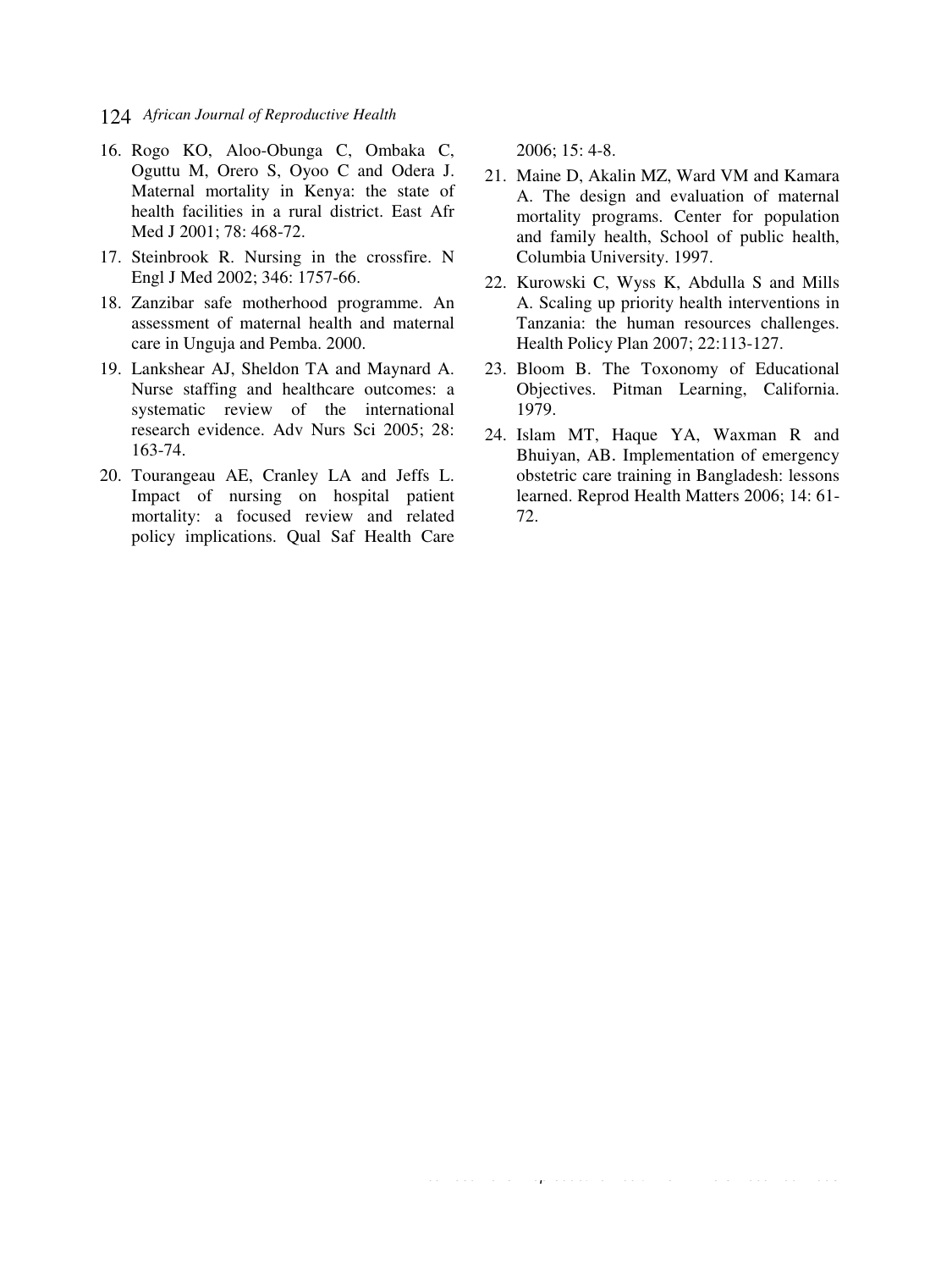16. Rogo KO, Aloo-Obunga C, Ombaka C, Oguttu M, Orero S, Oyoo C and Odera J. Maternal mortality in Kenya: the state of health facilities in a rural district. East Afr Med J 2001; 78: 468-72.
17. Steinbrook R. Nursing in the crossfire. N Engl J Med 2002; 346: 1757-66.
18. Zanzibar safe motherhood programme. An assessment of maternal health and maternal care in Unguja and Pemba. 2000.
19. Lankshear AJ, Sheldon TA and Maynard A. Nurse staffing and healthcare outcomes: a systematic review of the international research evidence. Adv Nurs Sci 2005; 28: 163-74.
20. Tourangeau AE, Cranley LA and Jeffs L. Impact of nursing on hospital patient mortality: a focused review and related policy implications. Qual Saf Health Care 2006; 15: 4-8.
21. Maine D, Akalin MZ, Ward VM and Kamara A. The design and evaluation of maternal mortality programs. Center for population and family health, School of public health, Columbia University. 1997.
22. Kurowski C, Wyss K, Abdulla S and Mills A. Scaling up priority health interventions in Tanzania: the human resources challenges. Health Policy Plan 2007; 22:113-127.
23. Bloom B. The Toxonomy of Educational Objectives. Pitman Learning, California. 1979.
24. Islam MT, Haque YA, Waxman R and Bhuiyan, AB. Implementation of emergency obstetric care training in Bangladesh: lessons learned. Reprod Health Matters 2006; 14: 61-72.